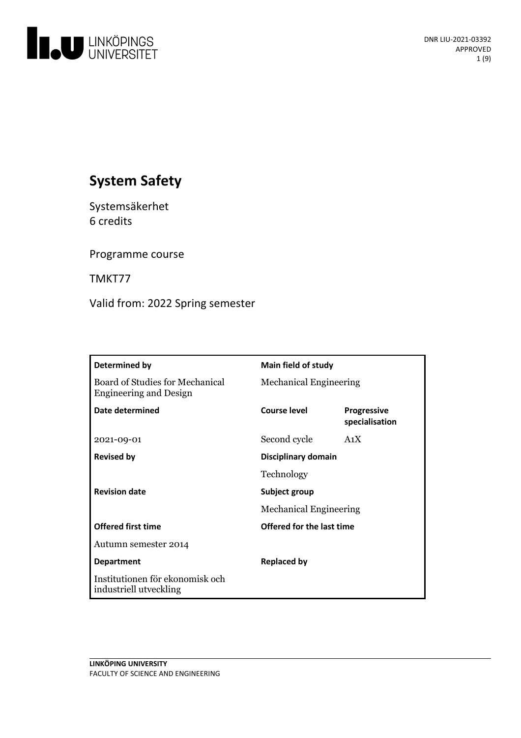# System Safety

Systemsäkerhet
6 credits

Programme course

TMKT77

Valid from: 2022 Spring semester

| Determined by | Main field of study | |
|---|---|---|
| Board of Studies for Mechanical Engineering and Design | Mechanical Engineering | |
| **Date determined** | **Course level** | **Progressive specialisation** |
| 2021-09-01 | Second cycle | A1X |
| **Revised by** | **Disciplinary domain** | |
| | Technology | |
| **Revision date** | **Subject group** | |
| | Mechanical Engineering | |
| **Offered first time** | **Offered for the last time** | |
| Autumn semester 2014 | | |
| **Department** | **Replaced by** | |
| Institutionen för ekonomisk och industriell utveckling | | |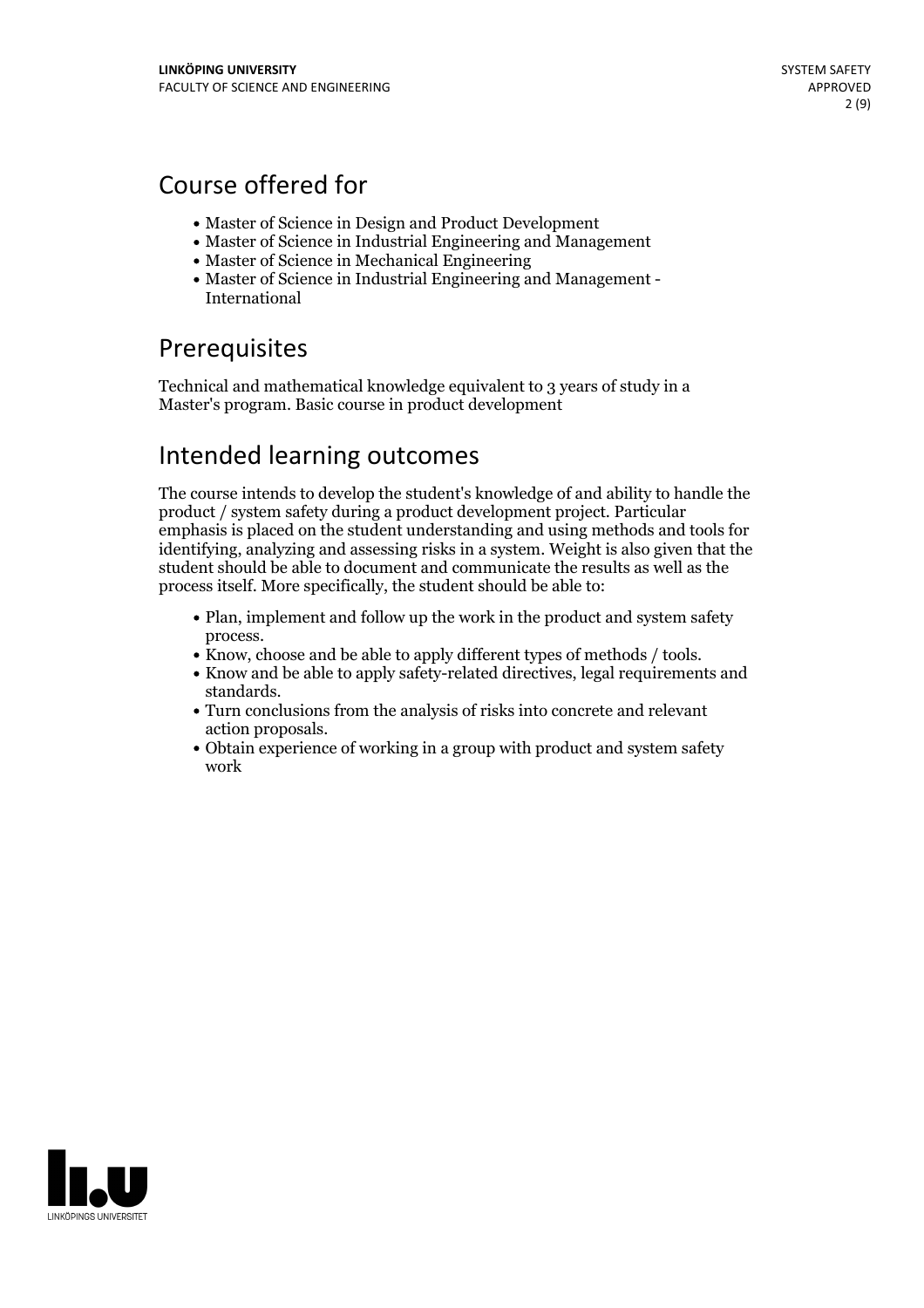## Course offered for

- Master of Science in Design and Product Development
- Master of Science in Industrial Engineering and Management
- Master of Science in Mechanical Engineering
- Master of Science in Industrial Engineering and Management - International

## Prerequisites

Technical and mathematical knowledge equivalent to 3 years of study in a Master's program. Basic course in product development

## Intended learning outcomes

The course intends to develop the student's knowledge of and ability to handle the product / system safety during a product development project. Particular emphasis is placed on the student understanding and using methods and tools for identifying, analyzing and assessing risks in a system. Weight is also given that the student should be able to document and communicate the results as well as the process itself. More specifically, the student should be able to:

- Plan, implement and follow up the work in the product and system safety process.
- Know, choose and be able to apply different types of methods / tools.
- Know and be able to apply safety-related directives, legal requirements and standards.
- Turn conclusions from the analysis of risks into concrete and relevant action proposals.
- Obtain experience of working in a group with product and system safety work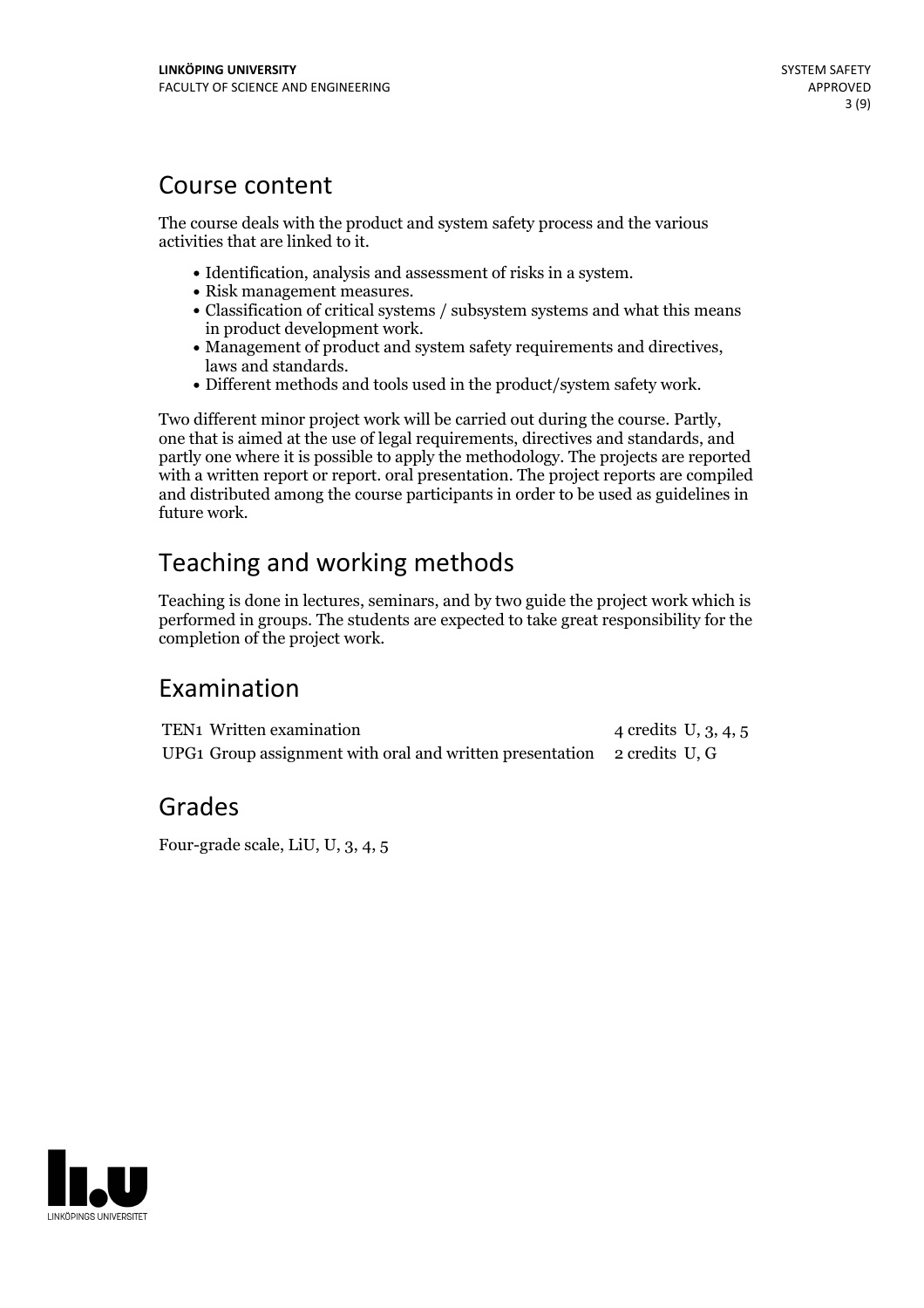## Course content

The course deals with the product and system safety process and the various activities that are linked to it.

- Identification, analysis and assessment of risks in a system.
- Risk management measures.
- Classification of critical systems / subsystem systems and what this means in product development work.
- Management of product and system safety requirements and directives, laws and standards.
- Different methods and tools used in the product/system safety work.

Two different minor project work will be carried out during the course. Partly, one that is aimed at the use of legal requirements, directives and standards, and partly one where it is possible to apply the methodology. The projects are reported with a written report or report. oral presentation. The project reports are compiled and distributed among the course participants in order to be used as guidelines in future work.

## Teaching and working methods

Teaching is done in lectures, seminars, and by two guide the project work which is performed in groups. The students are expected to take great responsibility for the completion of the project work.

## Examination

| | | | |
|---|---|---|---|
| TEN1 | Written examination | 4 credits | U, 3, 4, 5 |
| UPG1 | Group assignment with oral and written presentation | 2 credits | U, G |

## Grades

Four-grade scale, LiU, U, 3, 4, 5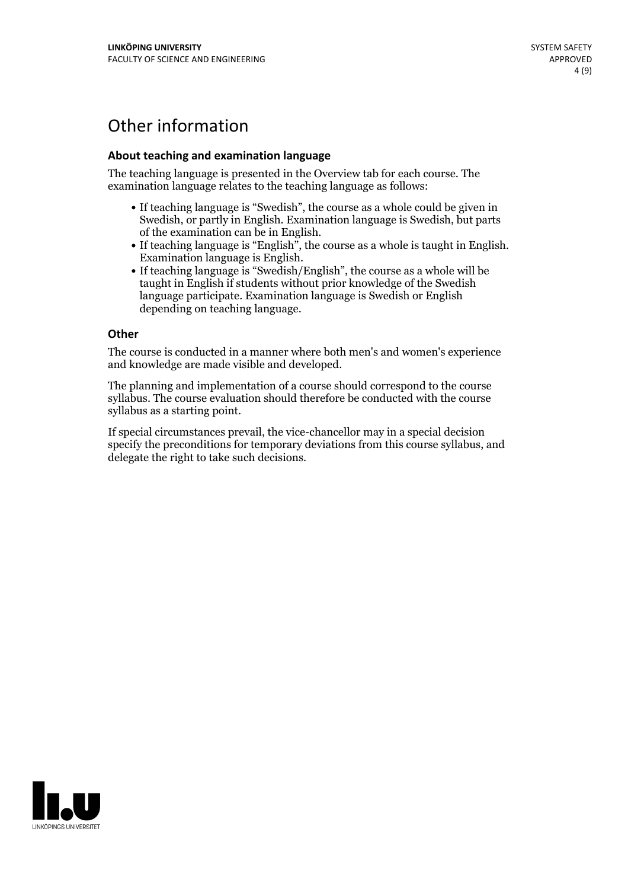# Other information

### About teaching and examination language

The teaching language is presented in the Overview tab for each course. The examination language relates to the teaching language as follows:

- If teaching language is "Swedish", the course as a whole could be given in Swedish, or partly in English. Examination language is Swedish, but parts of the examination can be in English.
- If teaching language is "English", the course as a whole is taught in English. Examination language is English.
- If teaching language is "Swedish/English", the course as a whole will be taught in English if students without prior knowledge of the Swedish language participate. Examination language is Swedish or English depending on teaching language.

### Other

The course is conducted in a manner where both men's and women's experience and knowledge are made visible and developed.

The planning and implementation of a course should correspond to the course syllabus. The course evaluation should therefore be conducted with the course syllabus as a starting point.

If special circumstances prevail, the vice-chancellor may in a special decision specify the preconditions for temporary deviations from this course syllabus, and delegate the right to take such decisions.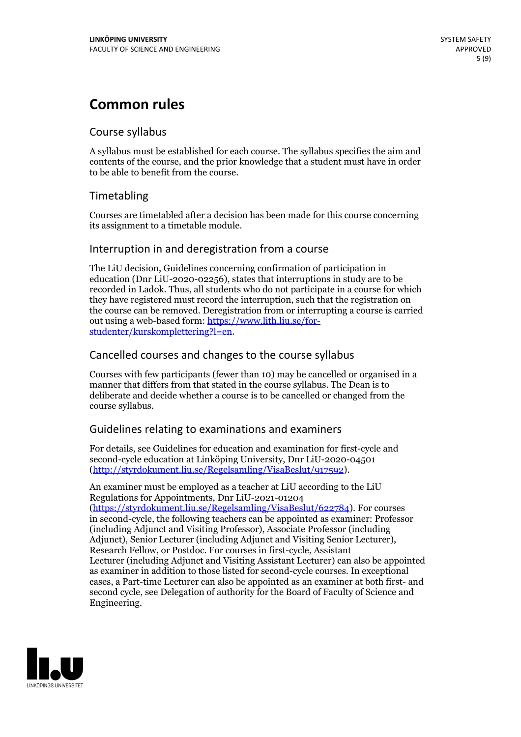# Common rules

## Course syllabus

A syllabus must be established for each course. The syllabus specifies the aim and contents of the course, and the prior knowledge that a student must have in order to be able to benefit from the course.

## Timetabling

Courses are timetabled after a decision has been made for this course concerning its assignment to a timetable module.

## Interruption in and deregistration from a course

The LiU decision, Guidelines concerning confirmation of participation in education (Dnr LiU-2020-02256), states that interruptions in study are to be recorded in Ladok. Thus, all students who do not participate in a course for which they have registered must record the interruption, such that the registration on the course can be removed. Deregistration from or interrupting a course is carried out using a web-based form: [https://www.lith.liu.se/for-studenter/kurskomplettering?l=en](https://www.lith.liu.se/for-studenter/kurskomplettering?l=en).

## Cancelled courses and changes to the course syllabus

Courses with few participants (fewer than 10) may be cancelled or organised in a manner that differs from that stated in the course syllabus. The Dean is to deliberate and decide whether a course is to be cancelled or changed from the course syllabus.

## Guidelines relating to examinations and examiners

For details, see Guidelines for education and examination for first-cycle and second-cycle education at Linköping University, Dnr LiU-2020-04501 ([http://styrdokument.liu.se/Regelsamling/VisaBeslut/917592](http://styrdokument.liu.se/Regelsamling/VisaBeslut/917592)).

An examiner must be employed as a teacher at LiU according to the LiU Regulations for Appointments, Dnr LiU-2021-01204 ([https://styrdokument.liu.se/Regelsamling/VisaBeslut/622784](https://styrdokument.liu.se/Regelsamling/VisaBeslut/622784)). For courses in second-cycle, the following teachers can be appointed as examiner: Professor (including Adjunct and Visiting Professor), Associate Professor (including Adjunct), Senior Lecturer (including Adjunct and Visiting Senior Lecturer), Research Fellow, or Postdoc. For courses in first-cycle, Assistant Lecturer (including Adjunct and Visiting Assistant Lecturer) can also be appointed as examiner in addition to those listed for second-cycle courses. In exceptional cases, a Part-time Lecturer can also be appointed as an examiner at both first- and second cycle, see Delegation of authority for the Board of Faculty of Science and Engineering.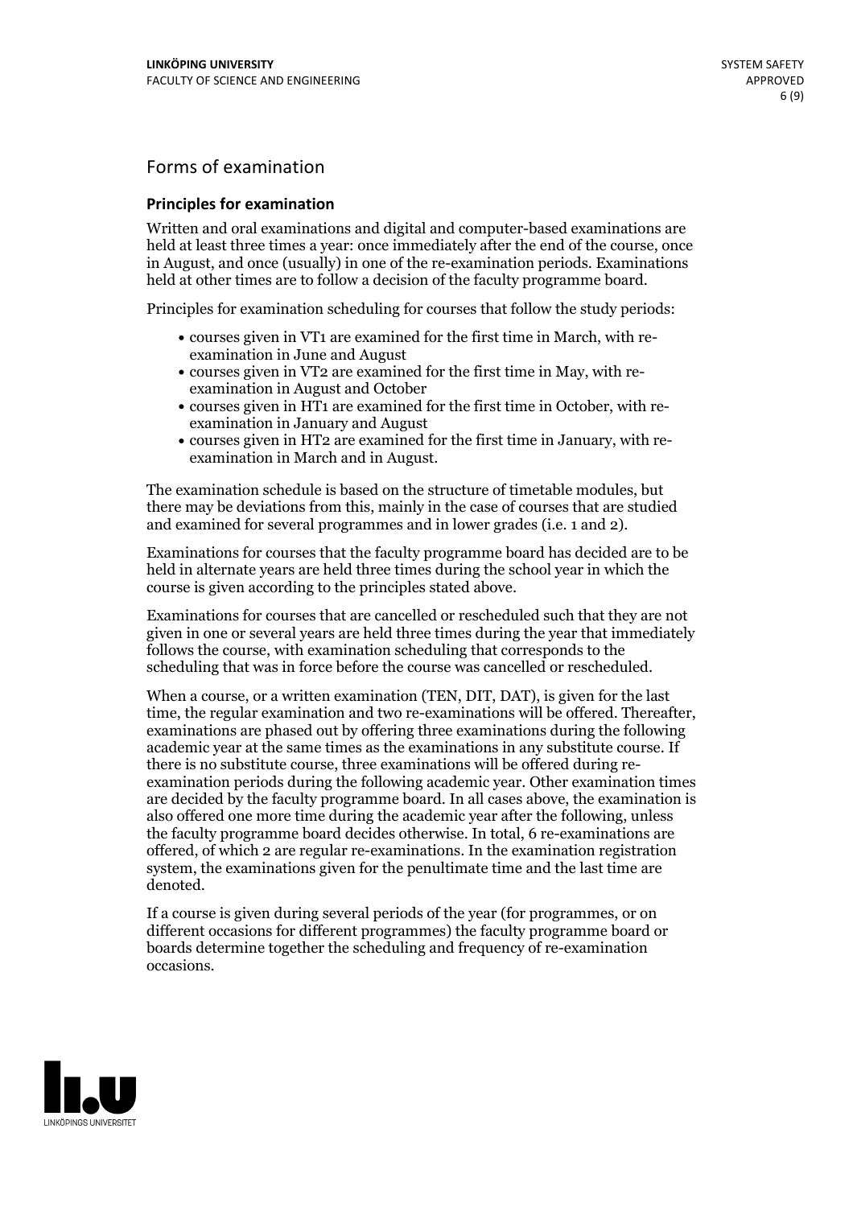## Forms of examination

### Principles for examination

Written and oral examinations and digital and computer-based examinations are held at least three times a year: once immediately after the end of the course, once in August, and once (usually) in one of the re-examination periods. Examinations held at other times are to follow a decision of the faculty programme board.

Principles for examination scheduling for courses that follow the study periods:

- courses given in VT1 are examined for the first time in March, with re-examination in June and August
- courses given in VT2 are examined for the first time in May, with re-examination in August and October
- courses given in HT1 are examined for the first time in October, with re-examination in January and August
- courses given in HT2 are examined for the first time in January, with re-examination in March and in August.

The examination schedule is based on the structure of timetable modules, but there may be deviations from this, mainly in the case of courses that are studied and examined for several programmes and in lower grades (i.e. 1 and 2).

Examinations for courses that the faculty programme board has decided are to be held in alternate years are held three times during the school year in which the course is given according to the principles stated above.

Examinations for courses that are cancelled or rescheduled such that they are not given in one or several years are held three times during the year that immediately follows the course, with examination scheduling that corresponds to the scheduling that was in force before the course was cancelled or rescheduled.

When a course, or a written examination (TEN, DIT, DAT), is given for the last time, the regular examination and two re-examinations will be offered. Thereafter, examinations are phased out by offering three examinations during the following academic year at the same times as the examinations in any substitute course. If there is no substitute course, three examinations will be offered during re-examination periods during the following academic year. Other examination times are decided by the faculty programme board. In all cases above, the examination is also offered one more time during the academic year after the following, unless the faculty programme board decides otherwise. In total, 6 re-examinations are offered, of which 2 are regular re-examinations. In the examination registration system, the examinations given for the penultimate time and the last time are denoted.

If a course is given during several periods of the year (for programmes, or on different occasions for different programmes) the faculty programme board or boards determine together the scheduling and frequency of re-examination occasions.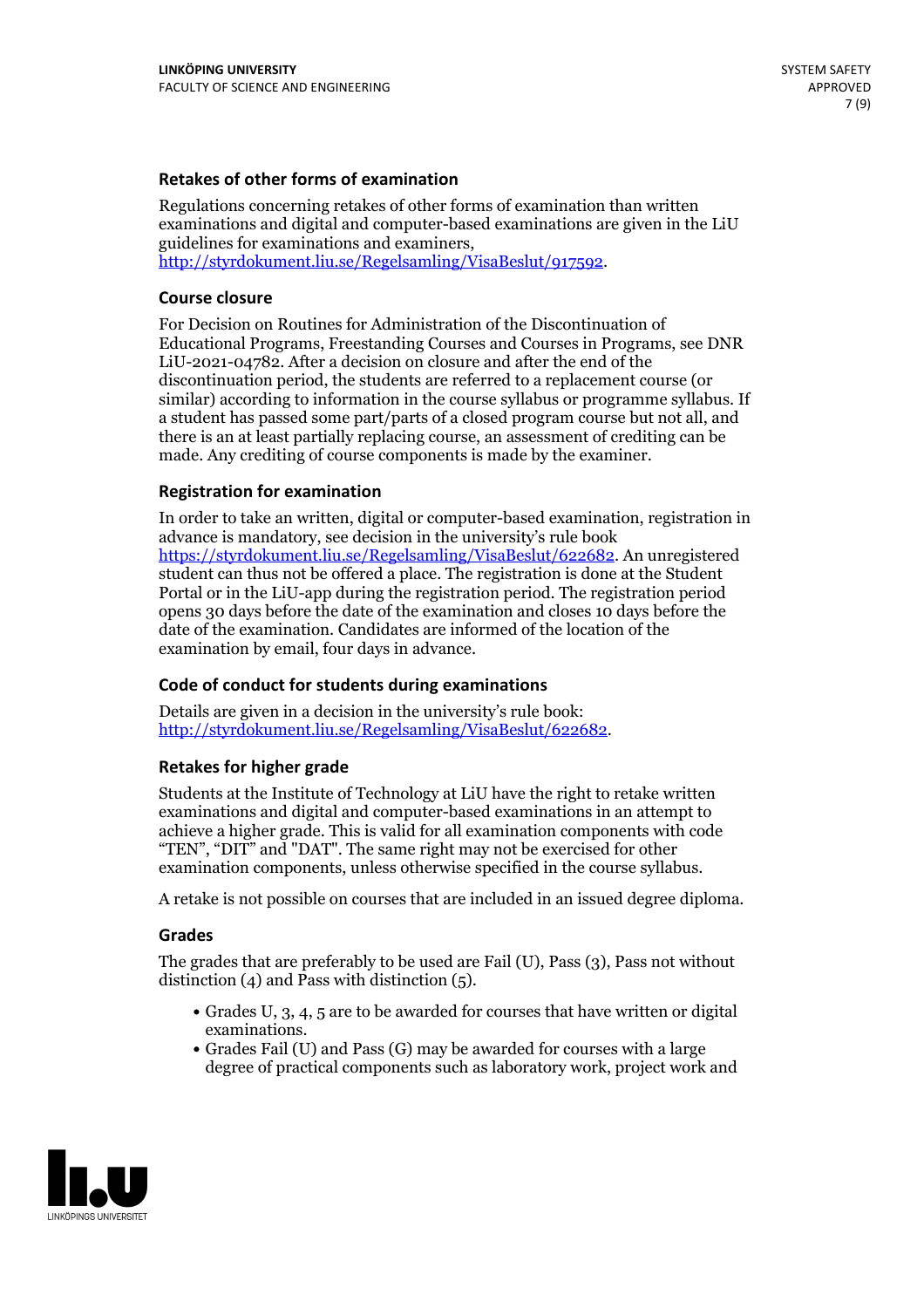### Retakes of other forms of examination

Regulations concerning retakes of other forms of examination than written examinations and digital and computer-based examinations are given in the LiU guidelines for examinations and examiners, http://styrdokument.liu.se/Regelsamling/VisaBeslut/917592.

### Course closure

For Decision on Routines for Administration of the Discontinuation of Educational Programs, Freestanding Courses and Courses in Programs, see DNR LiU-2021-04782. After a decision on closure and after the end of the discontinuation period, the students are referred to a replacement course (or similar) according to information in the course syllabus or programme syllabus. If a student has passed some part/parts of a closed program course but not all, and there is an at least partially replacing course, an assessment of crediting can be made. Any crediting of course components is made by the examiner.

### Registration for examination

In order to take an written, digital or computer-based examination, registration in advance is mandatory, see decision in the university's rule book https://styrdokument.liu.se/Regelsamling/VisaBeslut/622682. An unregistered student can thus not be offered a place. The registration is done at the Student Portal or in the LiU-app during the registration period. The registration period opens 30 days before the date of the examination and closes 10 days before the date of the examination. Candidates are informed of the location of the examination by email, four days in advance.

### Code of conduct for students during examinations

Details are given in a decision in the university's rule book: http://styrdokument.liu.se/Regelsamling/VisaBeslut/622682.

### Retakes for higher grade

Students at the Institute of Technology at LiU have the right to retake written examinations and digital and computer-based examinations in an attempt to achieve a higher grade. This is valid for all examination components with code "TEN", "DIT" and "DAT". The same right may not be exercised for other examination components, unless otherwise specified in the course syllabus.

A retake is not possible on courses that are included in an issued degree diploma.

### Grades

The grades that are preferably to be used are Fail (U), Pass (3), Pass not without distinction (4) and Pass with distinction (5).

- Grades U, 3, 4, 5 are to be awarded for courses that have written or digital examinations.
- Grades Fail (U) and Pass (G) may be awarded for courses with a large degree of practical components such as laboratory work, project work and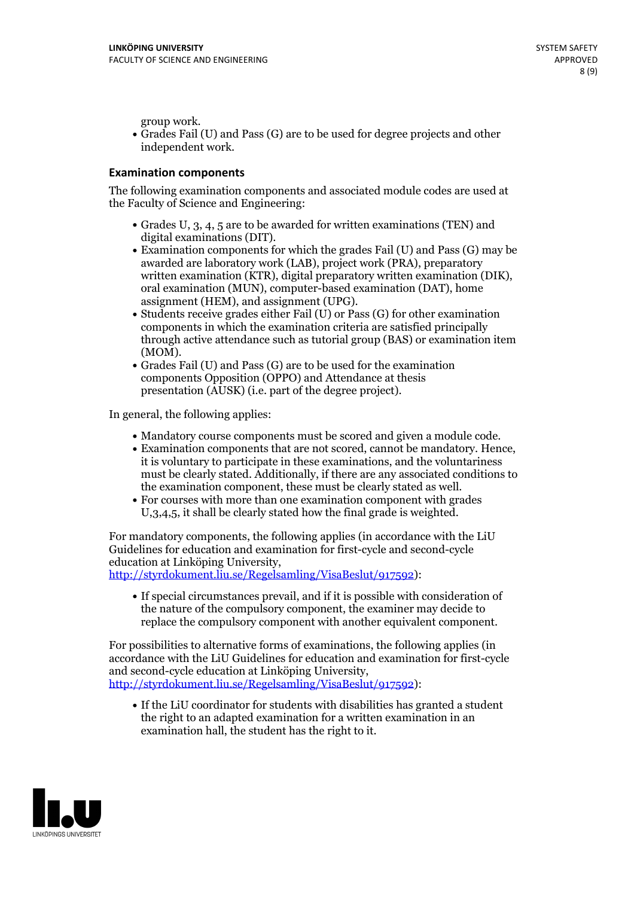group work.
- Grades Fail (U) and Pass (G) are to be used for degree projects and other independent work.

## Examination components

The following examination components and associated module codes are used at the Faculty of Science and Engineering:

- Grades U, 3, 4, 5 are to be awarded for written examinations (TEN) and digital examinations (DIT).
- Examination components for which the grades Fail (U) and Pass (G) may be awarded are laboratory work (LAB), project work (PRA), preparatory written examination (KTR), digital preparatory written examination (DIK), oral examination (MUN), computer-based examination (DAT), home assignment (HEM), and assignment (UPG).
- Students receive grades either Fail (U) or Pass (G) for other examination components in which the examination criteria are satisfied principally through active attendance such as tutorial group (BAS) or examination item (MOM).
- Grades Fail (U) and Pass (G) are to be used for the examination components Opposition (OPPO) and Attendance at thesis presentation (AUSK) (i.e. part of the degree project).

In general, the following applies:

- Mandatory course components must be scored and given a module code.
- Examination components that are not scored, cannot be mandatory. Hence, it is voluntary to participate in these examinations, and the voluntariness must be clearly stated. Additionally, if there are any associated conditions to the examination component, these must be clearly stated as well.
- For courses with more than one examination component with grades U,3,4,5, it shall be clearly stated how the final grade is weighted.

For mandatory components, the following applies (in accordance with the LiU Guidelines for education and examination for first-cycle and second-cycle education at Linköping University, http://styrdokument.liu.se/Regelsamling/VisaBeslut/917592):

- If special circumstances prevail, and if it is possible with consideration of the nature of the compulsory component, the examiner may decide to replace the compulsory component with another equivalent component.

For possibilities to alternative forms of examinations, the following applies (in accordance with the LiU Guidelines for education and examination for first-cycle and second-cycle education at Linköping University, http://styrdokument.liu.se/Regelsamling/VisaBeslut/917592):

- If the LiU coordinator for students with disabilities has granted a student the right to an adapted examination for a written examination in an examination hall, the student has the right to it.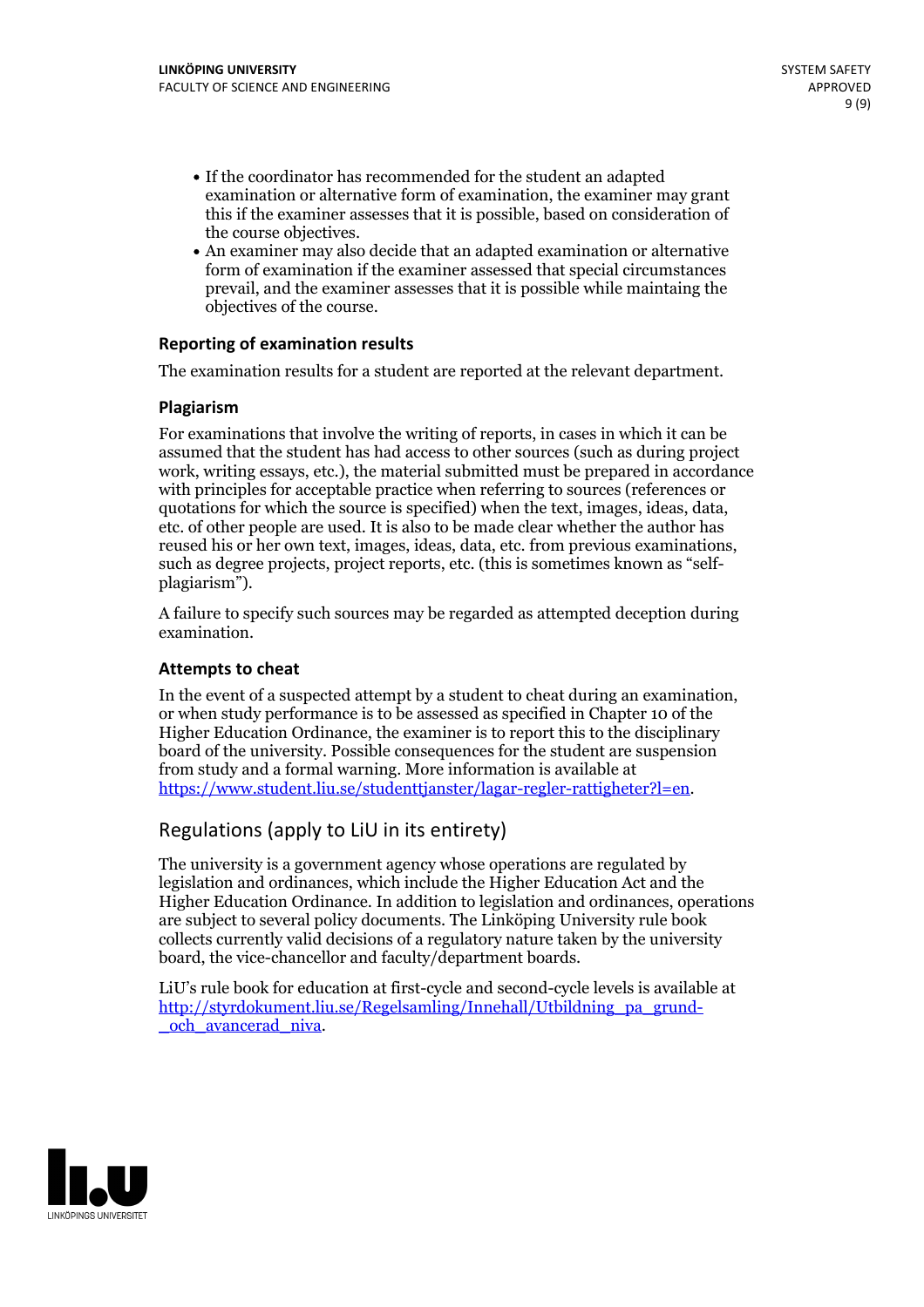- If the coordinator has recommended for the student an adapted examination or alternative form of examination, the examiner may grant this if the examiner assesses that it is possible, based on consideration of the course objectives.
- An examiner may also decide that an adapted examination or alternative form of examination if the examiner assessed that special circumstances prevail, and the examiner assesses that it is possible while maintaing the objectives of the course.

### Reporting of examination results

The examination results for a student are reported at the relevant department.

### Plagiarism

For examinations that involve the writing of reports, in cases in which it can be assumed that the student has had access to other sources (such as during project work, writing essays, etc.), the material submitted must be prepared in accordance with principles for acceptable practice when referring to sources (references or quotations for which the source is specified) when the text, images, ideas, data, etc. of other people are used. It is also to be made clear whether the author has reused his or her own text, images, ideas, data, etc. from previous examinations, such as degree projects, project reports, etc. (this is sometimes known as "self-plagiarism").

A failure to specify such sources may be regarded as attempted deception during examination.

### Attempts to cheat

In the event of a suspected attempt by a student to cheat during an examination, or when study performance is to be assessed as specified in Chapter 10 of the Higher Education Ordinance, the examiner is to report this to the disciplinary board of the university. Possible consequences for the student are suspension from study and a formal warning. More information is available at https://www.student.liu.se/studenttjanster/lagar-regler-rattigheter?l=en.

## Regulations (apply to LiU in its entirety)

The university is a government agency whose operations are regulated by legislation and ordinances, which include the Higher Education Act and the Higher Education Ordinance. In addition to legislation and ordinances, operations are subject to several policy documents. The Linköping University rule book collects currently valid decisions of a regulatory nature taken by the university board, the vice-chancellor and faculty/department boards.

LiU's rule book for education at first-cycle and second-cycle levels is available at http://styrdokument.liu.se/Regelsamling/Innehall/Utbildning_pa_grund-_och_avancerad_niva.